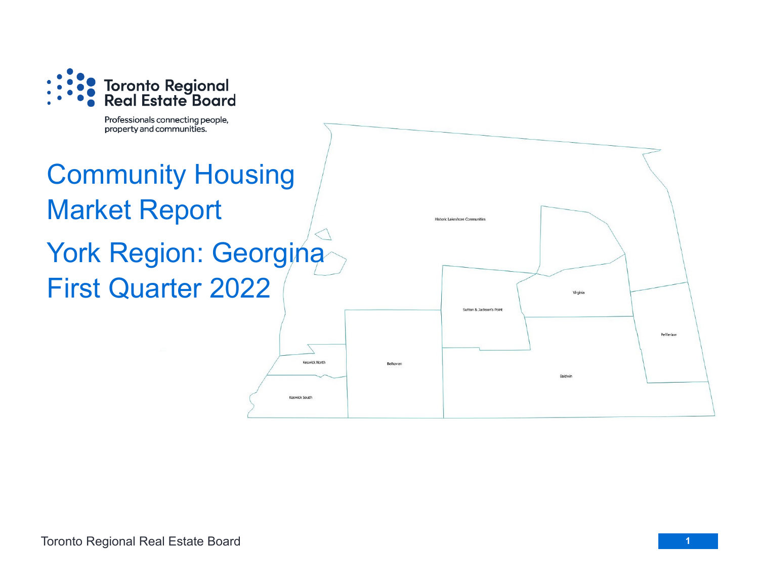Toronto Regional Real Estate Board

Professionals connecting people, property and communities.

# Community Housing Market Report

# York Region: Georgina

# First Quarter 2022

Historic Lakeshore Communities

Virginia

Sutton & Jackson's Point

Pefferlaw

Keswick North

Belhaven

Baldwin

Keswick South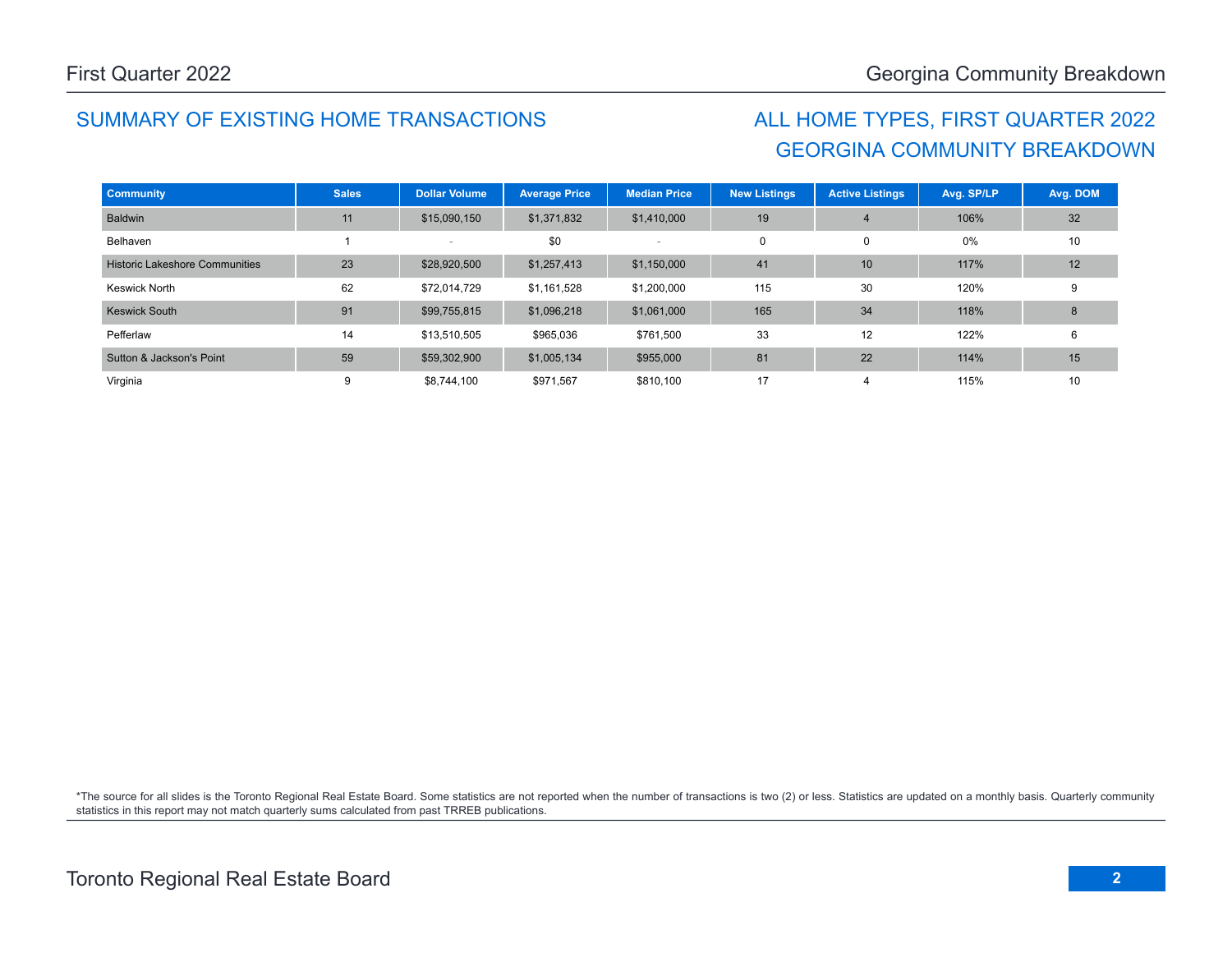## SUMMARY OF EXISTING HOME TRANSACTIONS

## ALL HOME TYPES, FIRST QUARTER 2022
## GEORGINA COMMUNITY BREAKDOWN

| Community | Sales | Dollar Volume | Average Price | Median Price | New Listings | Active Listings | Avg. SP/LP | Avg. DOM |
|---|---|---|---|---|---|---|---|---|
| Baldwin | 11 | $15,090,150 | $1,371,832 | $1,410,000 | 19 | 4 | 106% | 32 |
| Belhaven | 1 | - | $0 | - | 0 | 0 | 0% | 10 |
| Historic Lakeshore Communities | 23 | $28,920,500 | $1,257,413 | $1,150,000 | 41 | 10 | 117% | 12 |
| Keswick North | 62 | $72,014,729 | $1,161,528 | $1,200,000 | 115 | 30 | 120% | 9 |
| Keswick South | 91 | $99,755,815 | $1,096,218 | $1,061,000 | 165 | 34 | 118% | 8 |
| Pefferlaw | 14 | $13,510,505 | $965,036 | $761,500 | 33 | 12 | 122% | 6 |
| Sutton & Jackson's Point | 59 | $59,302,900 | $1,005,134 | $955,000 | 81 | 22 | 114% | 15 |
| Virginia | 9 | $8,744,100 | $971,567 | $810,100 | 17 | 4 | 115% | 10 |

*The source for all slides is the Toronto Regional Real Estate Board. Some statistics are not reported when the number of transactions is two (2) or less. Statistics are updated on a monthly basis. Quarterly community statistics in this report may not match quarterly sums calculated from past TRREB publications.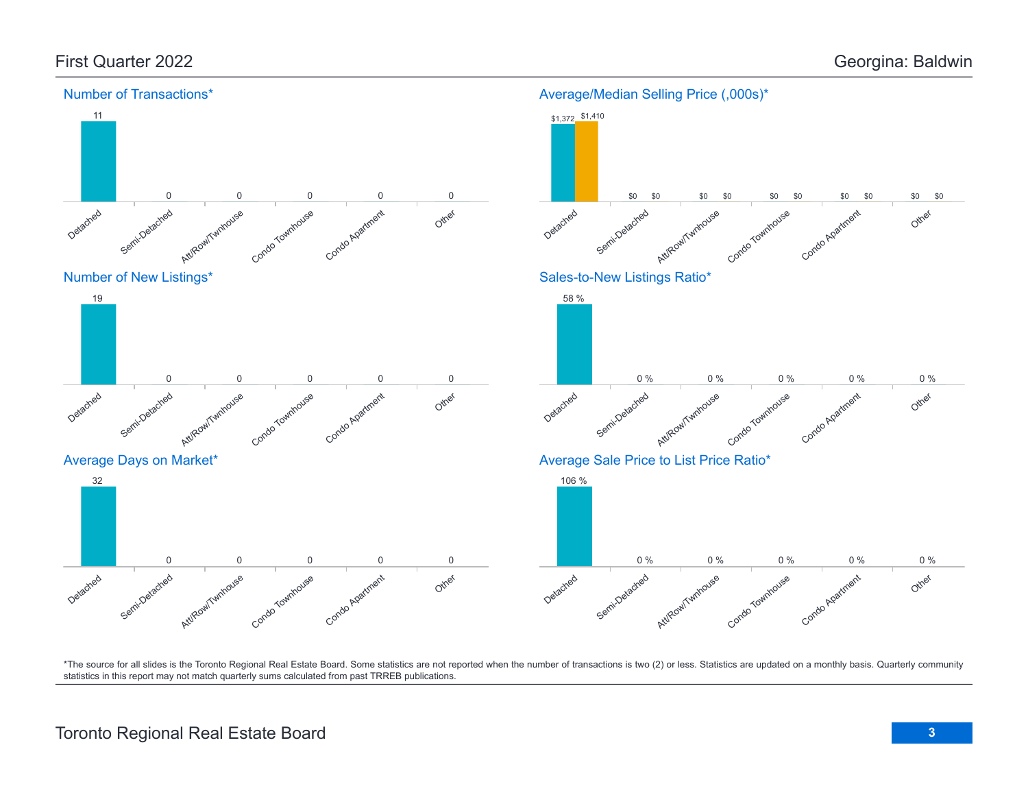## First Quarter 2022

## Georgina: Baldwin

### Number of Transactions*

| Detached | Semi-Detached | Att/Row/Twnhouse | Condo Townhouse | Condo Apartment | Other |
|---|---|---|---|---|---|
| 11 | 0 | 0 | 0 | 0 | 0 |

### Average/Median Selling Price (,000s)*

| | Detached | Semi-Detached | Att/Row/Twnhouse | Condo Townhouse | Condo Apartment | Other |
|---|---|---|---|---|---|---|
| Average | $1,372 | $0 | $0 | $0 | $0 | $0 |
| Median | $1,410 | $0 | $0 | $0 | $0 | $0 |

### Number of New Listings*

| Detached | Semi-Detached | Att/Row/Twnhouse | Condo Townhouse | Condo Apartment | Other |
|---|---|---|---|---|---|
| 19 | 0 | 0 | 0 | 0 | 0 |

### Sales-to-New Listings Ratio*

| Detached | Semi-Detached | Att/Row/Twnhouse | Condo Townhouse | Condo Apartment | Other |
|---|---|---|---|---|---|
| 58 % | 0 % | 0 % | 0 % | 0 % | 0 % |

### Average Days on Market*

| Detached | Semi-Detached | Att/Row/Twnhouse | Condo Townhouse | Condo Apartment | Other |
|---|---|---|---|---|---|
| 32 | 0 | 0 | 0 | 0 | 0 |

### Average Sale Price to List Price Ratio*

| Detached | Semi-Detached | Att/Row/Twnhouse | Condo Townhouse | Condo Apartment | Other |
|---|---|---|---|---|---|
| 106 % | 0 % | 0 % | 0 % | 0 % | 0 % |

*The source for all slides is the Toronto Regional Real Estate Board. Some statistics are not reported when the number of transactions is two (2) or less. Statistics are updated on a monthly basis. Quarterly community statistics in this report may not match quarterly sums calculated from past TRREB publications.

Toronto Regional Real Estate Board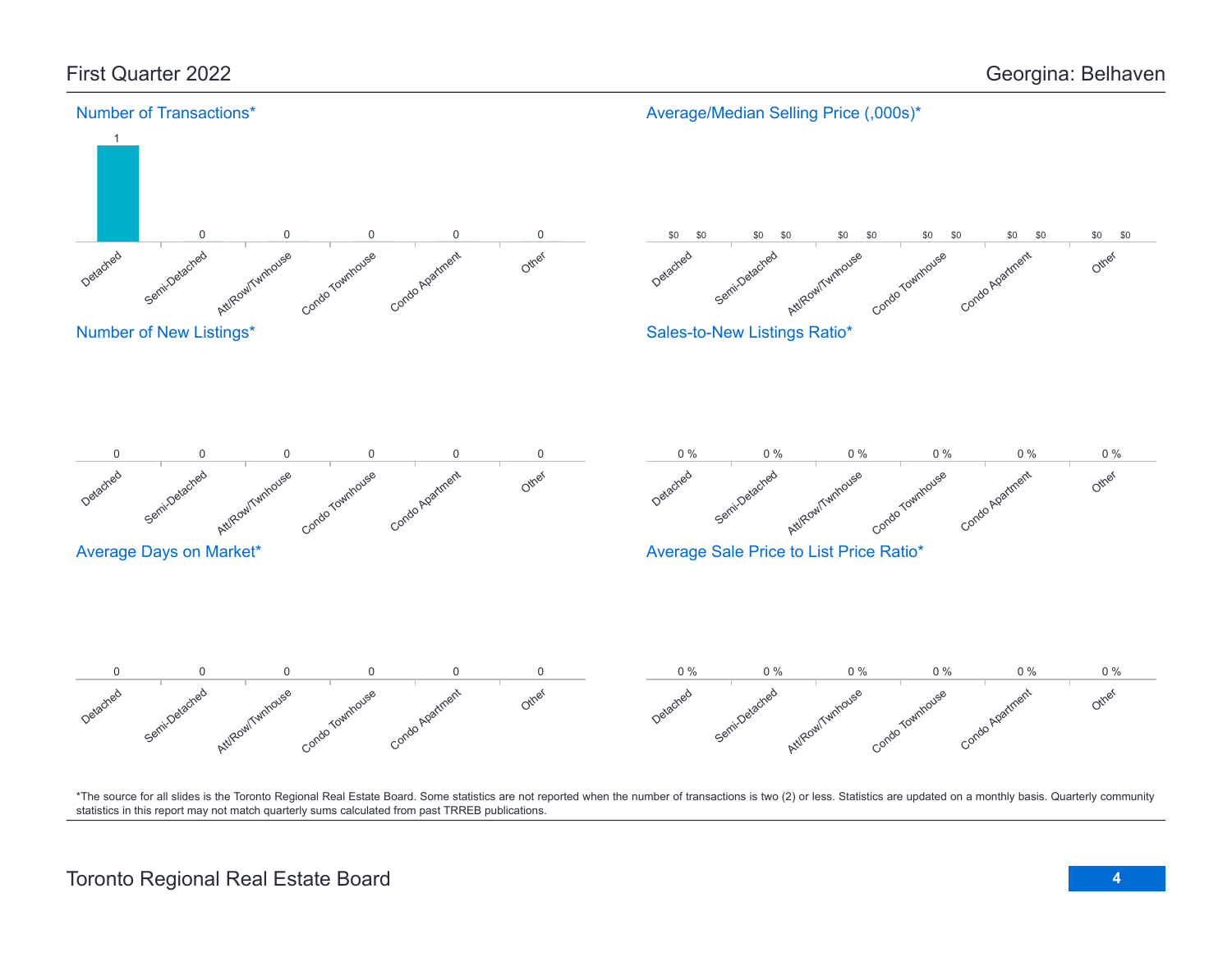First Quarter 2022

Georgina: Belhaven

## Number of Transactions*

| Detached | Semi-Detached | Att/Row/Twnhouse | Condo Townhouse | Condo Apartment | Other |
|---|---|---|---|---|---|
| 1 | 0 | 0 | 0 | 0 | 0 |

## Average/Median Selling Price (,000s)*

| | Detached | Semi-Detached | Att/Row/Twnhouse | Condo Townhouse | Condo Apartment | Other |
|---|---|---|---|---|---|---|
| Average | $0 | $0 | $0 | $0 | $0 | $0 |
| Median | $0 | $0 | $0 | $0 | $0 | $0 |

## Number of New Listings*

| Detached | Semi-Detached | Att/Row/Twnhouse | Condo Townhouse | Condo Apartment | Other |
|---|---|---|---|---|---|
| 0 | 0 | 0 | 0 | 0 | 0 |

## Sales-to-New Listings Ratio*

| Detached | Semi-Detached | Att/Row/Twnhouse | Condo Townhouse | Condo Apartment | Other |
|---|---|---|---|---|---|
| 0 % | 0 % | 0 % | 0 % | 0 % | 0 % |

## Average Days on Market*

| Detached | Semi-Detached | Att/Row/Twnhouse | Condo Townhouse | Condo Apartment | Other |
|---|---|---|---|---|---|
| 0 | 0 | 0 | 0 | 0 | 0 |

## Average Sale Price to List Price Ratio*

| Detached | Semi-Detached | Att/Row/Twnhouse | Condo Townhouse | Condo Apartment | Other |
|---|---|---|---|---|---|
| 0 % | 0 % | 0 % | 0 % | 0 % | 0 % |

*The source for all slides is the Toronto Regional Real Estate Board. Some statistics are not reported when the number of transactions is two (2) or less. Statistics are updated on a monthly basis. Quarterly community statistics in this report may not match quarterly sums calculated from past TRREB publications.

Toronto Regional Real Estate Board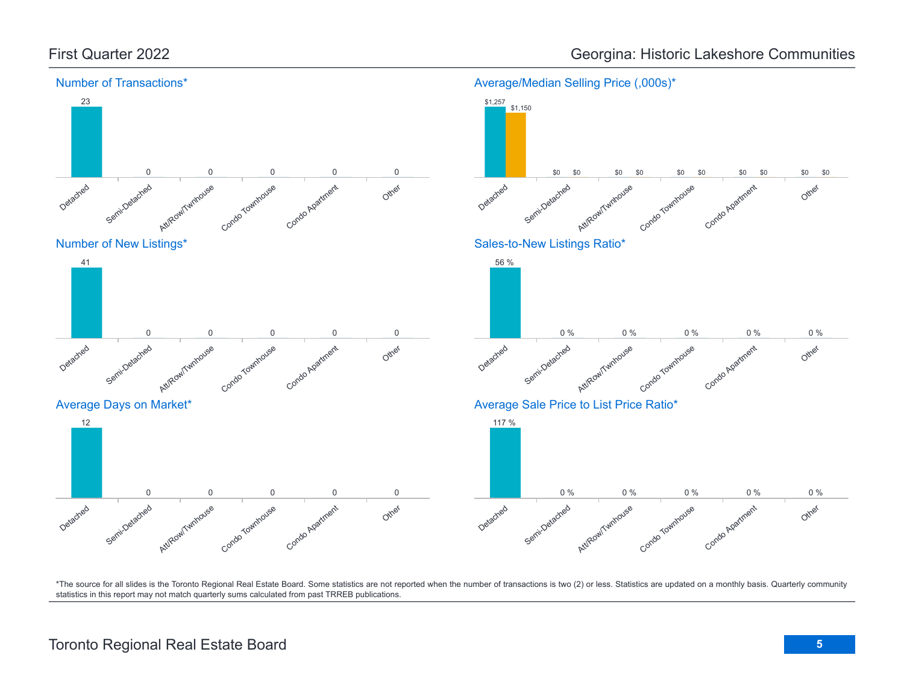# First Quarter 2022

## Georgina: Historic Lakeshore Communities

### Number of Transactions*

| Detached | Semi-Detached | Att/Row/Twnhouse | Condo Townhouse | Condo Apartment | Other |
|---|---|---|---|---|---|
| 23 | 0 | 0 | 0 | 0 | 0 |

### Average/Median Selling Price (,000s)*

| | Detached | Semi-Detached | Att/Row/Twnhouse | Condo Townhouse | Condo Apartment | Other |
|---|---|---|---|---|---|---|
| Average | $1,257 | $0 | $0 | $0 | $0 | $0 |
| Median | $1,150 | $0 | $0 | $0 | $0 | $0 |

### Number of New Listings*

| Detached | Semi-Detached | Att/Row/Twnhouse | Condo Townhouse | Condo Apartment | Other |
|---|---|---|---|---|---|
| 41 | 0 | 0 | 0 | 0 | 0 |

### Sales-to-New Listings Ratio*

| Detached | Semi-Detached | Att/Row/Twnhouse | Condo Townhouse | Condo Apartment | Other |
|---|---|---|---|---|---|
| 56 % | 0 % | 0 % | 0 % | 0 % | 0 % |

### Average Days on Market*

| Detached | Semi-Detached | Att/Row/Twnhouse | Condo Townhouse | Condo Apartment | Other |
|---|---|---|---|---|---|
| 12 | 0 | 0 | 0 | 0 | 0 |

### Average Sale Price to List Price Ratio*

| Detached | Semi-Detached | Att/Row/Twnhouse | Condo Townhouse | Condo Apartment | Other |
|---|---|---|---|---|---|
| 117 % | 0 % | 0 % | 0 % | 0 % | 0 % |

*The source for all slides is the Toronto Regional Real Estate Board. Some statistics are not reported when the number of transactions is two (2) or less. Statistics are updated on a monthly basis. Quarterly community statistics in this report may not match quarterly sums calculated from past TRREB publications.

Toronto Regional Real Estate Board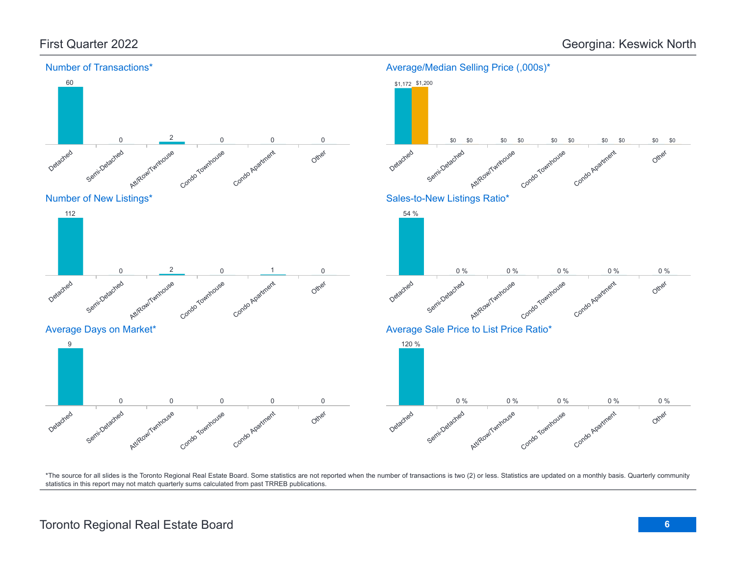## First Quarter 2022

## Georgina: Keswick North

### Number of Transactions*

| Detached | Semi-Detached | Att/Row/Twnhouse | Condo Townhouse | Condo Apartment | Other |
|---|---|---|---|---|---|
| 60 | 0 | 2 | 0 | 0 | 0 |

### Average/Median Selling Price (,000s)*

| | Detached | Semi-Detached | Att/Row/Twnhouse | Condo Townhouse | Condo Apartment | Other |
|---|---|---|---|---|---|---|
| Average | $1,172 | $0 | $0 | $0 | $0 | $0 |
| Median | $1,200 | $0 | $0 | $0 | $0 | $0 |

### Number of New Listings*

| Detached | Semi-Detached | Att/Row/Twnhouse | Condo Townhouse | Condo Apartment | Other |
|---|---|---|---|---|---|
| 112 | 0 | 2 | 0 | 1 | 0 |

### Sales-to-New Listings Ratio*

| Detached | Semi-Detached | Att/Row/Twnhouse | Condo Townhouse | Condo Apartment | Other |
|---|---|---|---|---|---|
| 54 % | 0 % | 0 % | 0 % | 0 % | 0 % |

### Average Days on Market*

| Detached | Semi-Detached | Att/Row/Twnhouse | Condo Townhouse | Condo Apartment | Other |
|---|---|---|---|---|---|
| 9 | 0 | 0 | 0 | 0 | 0 |

### Average Sale Price to List Price Ratio*

| Detached | Semi-Detached | Att/Row/Twnhouse | Condo Townhouse | Condo Apartment | Other |
|---|---|---|---|---|---|
| 120 % | 0 % | 0 % | 0 % | 0 % | 0 % |

*The source for all slides is the Toronto Regional Real Estate Board. Some statistics are not reported when the number of transactions is two (2) or less. Statistics are updated on a monthly basis. Quarterly community statistics in this report may not match quarterly sums calculated from past TRREB publications.

Toronto Regional Real Estate Board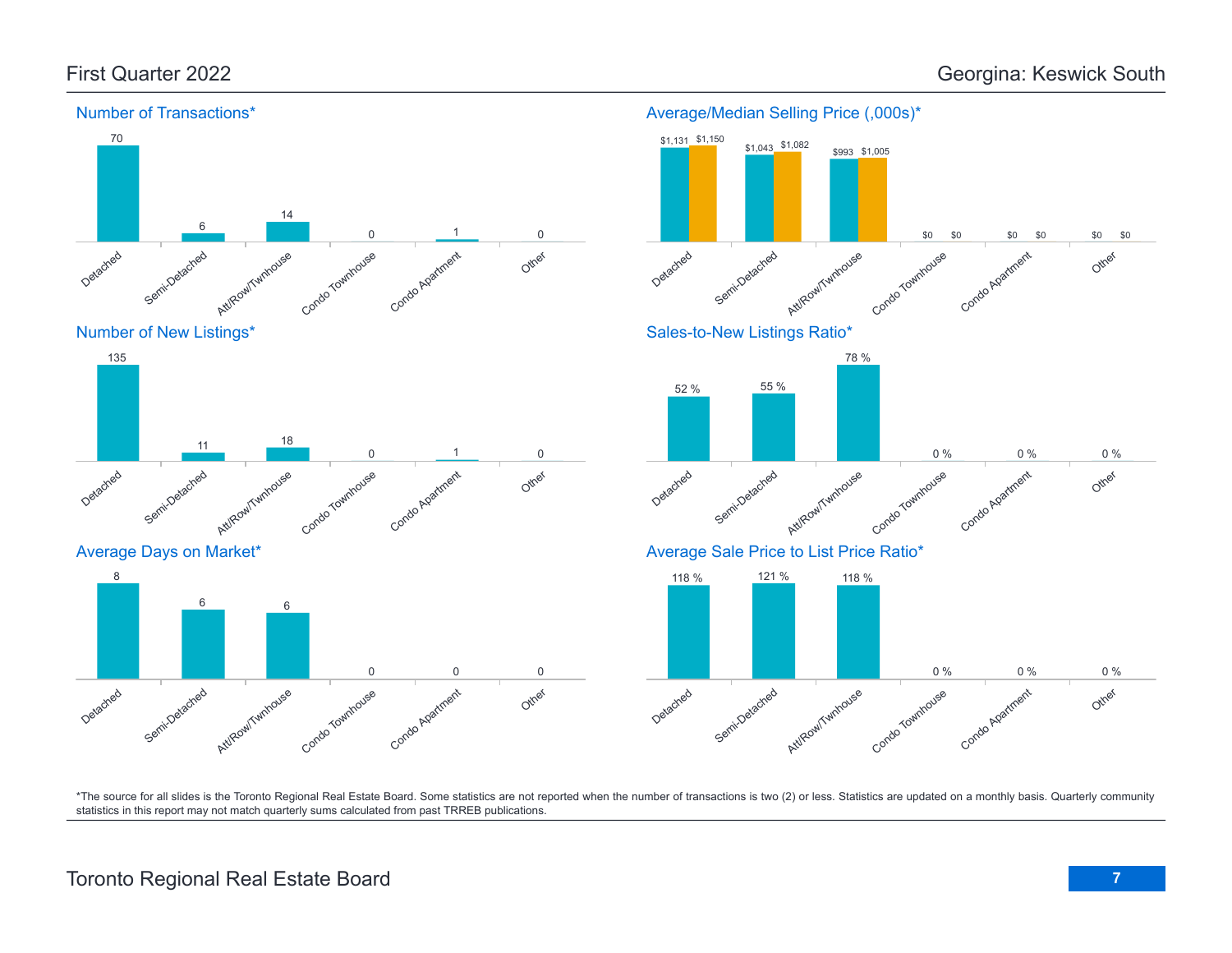## First Quarter 2022

## Georgina: Keswick South

### Number of Transactions*

| Detached | Semi-Detached | Att/Row/Twnhouse | Condo Townhouse | Condo Apartment | Other |
|---|---|---|---|---|---|
| 70 | 6 | 14 | 0 | 1 | 0 |

### Average/Median Selling Price (,000s)*

| | Detached | Semi-Detached | Att/Row/Twnhouse | Condo Townhouse | Condo Apartment | Other |
|---|---|---|---|---|---|---|
| Average | $1,131 | $1,043 | $993 | $0 | $0 | $0 |
| Median | $1,150 | $1,082 | $1,005 | $0 | $0 | $0 |

### Number of New Listings*

| Detached | Semi-Detached | Att/Row/Twnhouse | Condo Townhouse | Condo Apartment | Other |
|---|---|---|---|---|---|
| 135 | 11 | 18 | 0 | 1 | 0 |

### Sales-to-New Listings Ratio*

| Detached | Semi-Detached | Att/Row/Twnhouse | Condo Townhouse | Condo Apartment | Other |
|---|---|---|---|---|---|
| 52 % | 55 % | 78 % | 0 % | 0 % | 0 % |

### Average Days on Market*

| Detached | Semi-Detached | Att/Row/Twnhouse | Condo Townhouse | Condo Apartment | Other |
|---|---|---|---|---|---|
| 8 | 6 | 6 | 0 | 0 | 0 |

### Average Sale Price to List Price Ratio*

| Detached | Semi-Detached | Att/Row/Twnhouse | Condo Townhouse | Condo Apartment | Other |
|---|---|---|---|---|---|
| 118 % | 121 % | 118 % | 0 % | 0 % | 0 % |

*The source for all slides is the Toronto Regional Real Estate Board. Some statistics are not reported when the number of transactions is two (2) or less. Statistics are updated on a monthly basis. Quarterly community statistics in this report may not match quarterly sums calculated from past TRREB publications.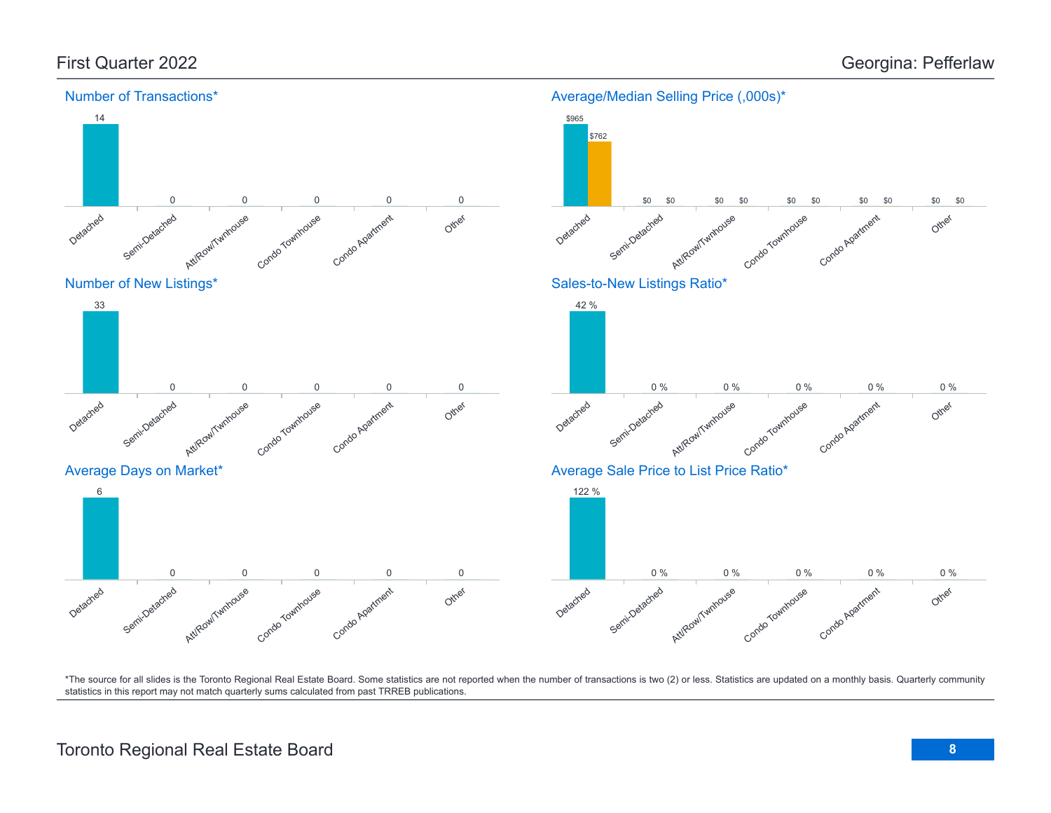First Quarter 2022

Georgina: Pefferlaw

## Number of Transactions*

| Detached | Semi-Detached | Att/Row/Twnhouse | Condo Townhouse | Condo Apartment | Other |
|---|---|---|---|---|---|
| 14 | 0 | 0 | 0 | 0 | 0 |

## Average/Median Selling Price (,000s)*

| | Detached | Semi-Detached | Att/Row/Twnhouse | Condo Townhouse | Condo Apartment | Other |
|---|---|---|---|---|---|---|
| Average | $965 | $0 | $0 | $0 | $0 | $0 |
| Median | $762 | $0 | $0 | $0 | $0 | $0 |

## Number of New Listings*

| Detached | Semi-Detached | Att/Row/Twnhouse | Condo Townhouse | Condo Apartment | Other |
|---|---|---|---|---|---|
| 33 | 0 | 0 | 0 | 0 | 0 |

## Sales-to-New Listings Ratio*

| Detached | Semi-Detached | Att/Row/Twnhouse | Condo Townhouse | Condo Apartment | Other |
|---|---|---|---|---|---|
| 42 % | 0 % | 0 % | 0 % | 0 % | 0 % |

## Average Days on Market*

| Detached | Semi-Detached | Att/Row/Twnhouse | Condo Townhouse | Condo Apartment | Other |
|---|---|---|---|---|---|
| 6 | 0 | 0 | 0 | 0 | 0 |

## Average Sale Price to List Price Ratio*

| Detached | Semi-Detached | Att/Row/Twnhouse | Condo Townhouse | Condo Apartment | Other |
|---|---|---|---|---|---|
| 122 % | 0 % | 0 % | 0 % | 0 % | 0 % |

*The source for all slides is the Toronto Regional Real Estate Board. Some statistics are not reported when the number of transactions is two (2) or less. Statistics are updated on a monthly basis. Quarterly community statistics in this report may not match quarterly sums calculated from past TRREB publications.

Toronto Regional Real Estate Board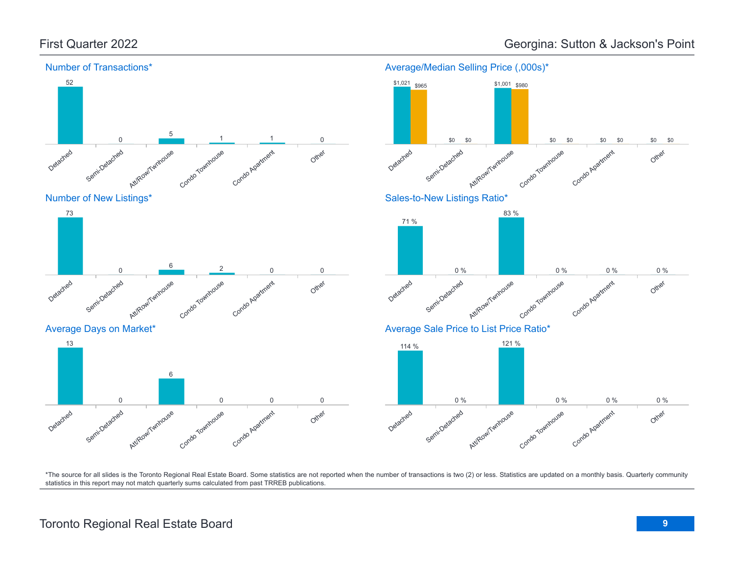First Quarter 2022

# Georgina: Sutton & Jackson's Point

## Number of Transactions*

| Detached | Semi-Detached | Att/Row/Twnhouse | Condo Townhouse | Condo Apartment | Other |
|---|---|---|---|---|---|
| 52 | 0 | 5 | 1 | 1 | 0 |

## Average/Median Selling Price (,000s)*

| | Detached | Semi-Detached | Att/Row/Twnhouse | Condo Townhouse | Condo Apartment | Other |
|---|---|---|---|---|---|---|
| Average | $1,021 | $0 | $1,001 | $0 | $0 | $0 |
| Median | $965 | $0 | $980 | $0 | $0 | $0 |

## Number of New Listings*

| Detached | Semi-Detached | Att/Row/Twnhouse | Condo Townhouse | Condo Apartment | Other |
|---|---|---|---|---|---|
| 73 | 0 | 6 | 2 | 0 | 0 |

## Sales-to-New Listings Ratio*

| Detached | Semi-Detached | Att/Row/Twnhouse | Condo Townhouse | Condo Apartment | Other |
|---|---|---|---|---|---|
| 71 % | 0 % | 83 % | 0 % | 0 % | 0 % |

## Average Days on Market*

| Detached | Semi-Detached | Att/Row/Twnhouse | Condo Townhouse | Condo Apartment | Other |
|---|---|---|---|---|---|
| 13 | 0 | 6 | 0 | 0 | 0 |

## Average Sale Price to List Price Ratio*

| Detached | Semi-Detached | Att/Row/Twnhouse | Condo Townhouse | Condo Apartment | Other |
|---|---|---|---|---|---|
| 114 % | 0 % | 121 % | 0 % | 0 % | 0 % |

*The source for all slides is the Toronto Regional Real Estate Board. Some statistics are not reported when the number of transactions is two (2) or less. Statistics are updated on a monthly basis. Quarterly community statistics in this report may not match quarterly sums calculated from past TRREB publications.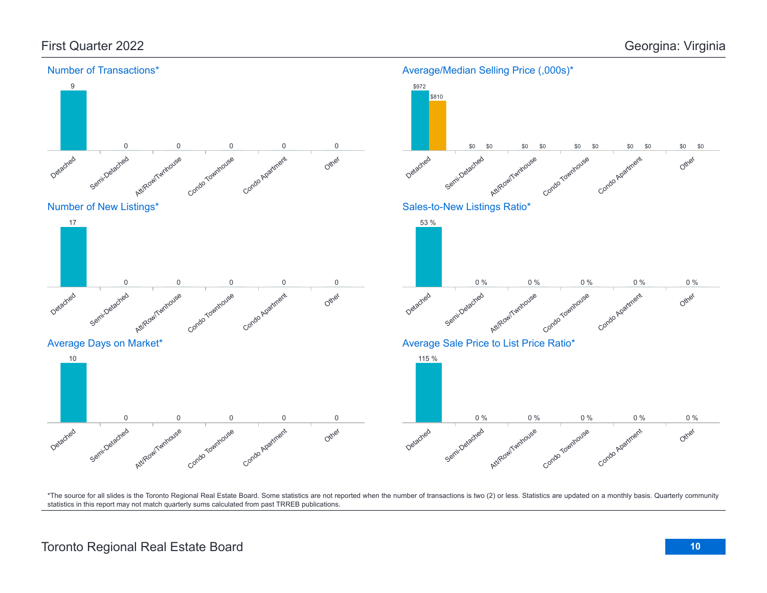First Quarter 2022

Georgina: Virginia

## Number of Transactions*

9
0
0
0
0
0

Detached
Semi-Detached
Att/Row/Twnhouse
Condo Townhouse
Condo Apartment
Other

## Average/Median Selling Price (,000s)*

$972
$810
$0 $0
$0 $0
$0 $0
$0 $0
$0 $0

Detached
Semi-Detached
Att/Row/Twnhouse
Condo Townhouse
Condo Apartment
Other

## Number of New Listings*

17
0
0
0
0
0

Detached
Semi-Detached
Att/Row/Twnhouse
Condo Townhouse
Condo Apartment
Other

## Sales-to-New Listings Ratio*

53 %
0 %
0 %
0 %
0 %
0 %

Detached
Semi-Detached
Att/Row/Twnhouse
Condo Townhouse
Condo Apartment
Other

## Average Days on Market*

10
0
0
0
0
0

Detached
Semi-Detached
Att/Row/Twnhouse
Condo Townhouse
Condo Apartment
Other

## Average Sale Price to List Price Ratio*

115 %
0 %
0 %
0 %
0 %
0 %

Detached
Semi-Detached
Att/Row/Twnhouse
Condo Townhouse
Condo Apartment
Other

*The source for all slides is the Toronto Regional Real Estate Board. Some statistics are not reported when the number of transactions is two (2) or less. Statistics are updated on a monthly basis. Quarterly community statistics in this report may not match quarterly sums calculated from past TRREB publications.

Toronto Regional Real Estate Board